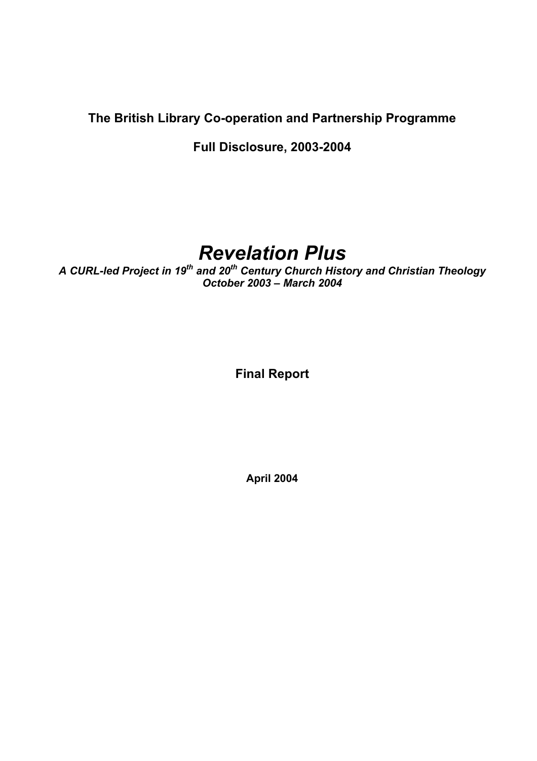**The British Library Co-operation and Partnership Programme**

**Full Disclosure, 2003-2004**

# *Revelation Plus*

***A CURL-led Project in 19th and 20th Century Church History and Christian Theology***
***October 2003 – March 2004***

## Final Report

**April 2004**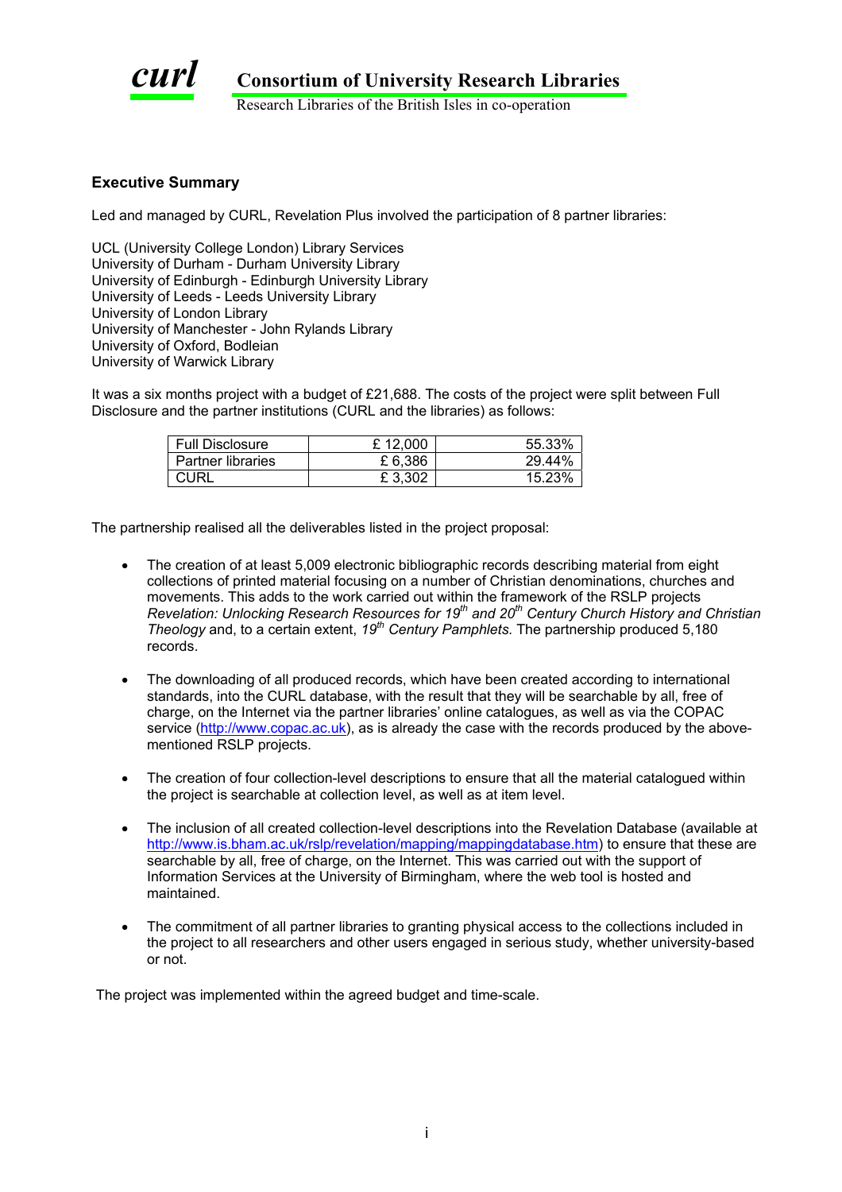**curl** **Consortium of University Research Libraries**

Research Libraries of the British Isles in co-operation

## Executive Summary

Led and managed by CURL, Revelation Plus involved the participation of 8 partner libraries:

UCL (University College London) Library Services
University of Durham - Durham University Library
University of Edinburgh - Edinburgh University Library
University of Leeds - Leeds University Library
University of London Library
University of Manchester - John Rylands Library
University of Oxford, Bodleian
University of Warwick Library

It was a six months project with a budget of £21,688. The costs of the project were split between Full Disclosure and the partner institutions (CURL and the libraries) as follows:

| Full Disclosure | £ 12,000 | 55.33% |
|---|---|---|
| Partner libraries | £ 6,386 | 29.44% |
| CURL | £ 3,302 | 15.23% |

The partnership realised all the deliverables listed in the project proposal:

- The creation of at least 5,009 electronic bibliographic records describing material from eight collections of printed material focusing on a number of Christian denominations, churches and movements. This adds to the work carried out within the framework of the RSLP projects *Revelation: Unlocking Research Resources for 19th and 20th Century Church History and Christian Theology* and, to a certain extent, *19th Century Pamphlets.* The partnership produced 5,180 records.

- The downloading of all produced records, which have been created according to international standards, into the CURL database, with the result that they will be searchable by all, free of charge, on the Internet via the partner libraries' online catalogues, as well as via the COPAC service (http://www.copac.ac.uk), as is already the case with the records produced by the above-mentioned RSLP projects.

- The creation of four collection-level descriptions to ensure that all the material catalogued within the project is searchable at collection level, as well as at item level.

- The inclusion of all created collection-level descriptions into the Revelation Database (available at http://www.is.bham.ac.uk/rslp/revelation/mapping/mappingdatabase.htm) to ensure that these are searchable by all, free of charge, on the Internet. This was carried out with the support of Information Services at the University of Birmingham, where the web tool is hosted and maintained.

- The commitment of all partner libraries to granting physical access to the collections included in the project to all researchers and other users engaged in serious study, whether university-based or not.

The project was implemented within the agreed budget and time-scale.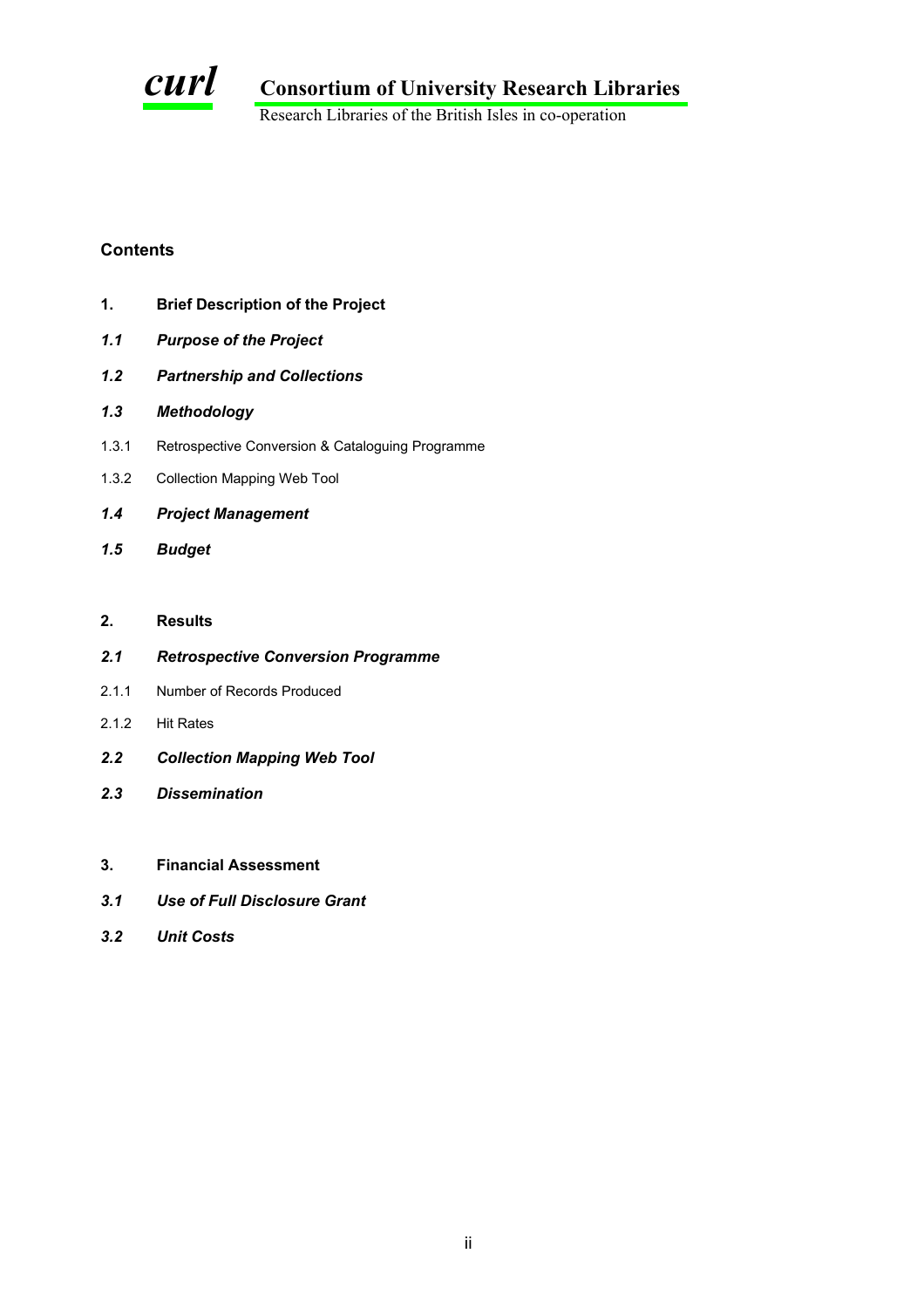**curl** **Consortium of University Research Libraries**

Research Libraries of the British Isles in co-operation

## Contents

**1. Brief Description of the Project**

***1.1 Purpose of the Project***

***1.2 Partnership and Collections***

***1.3 Methodology***

1.3.1 Retrospective Conversion & Cataloguing Programme

1.3.2 Collection Mapping Web Tool

***1.4 Project Management***

***1.5 Budget***

**2. Results**

***2.1 Retrospective Conversion Programme***

2.1.1 Number of Records Produced

2.1.2 Hit Rates

***2.2 Collection Mapping Web Tool***

***2.3 Dissemination***

**3. Financial Assessment**

***3.1 Use of Full Disclosure Grant***

***3.2 Unit Costs***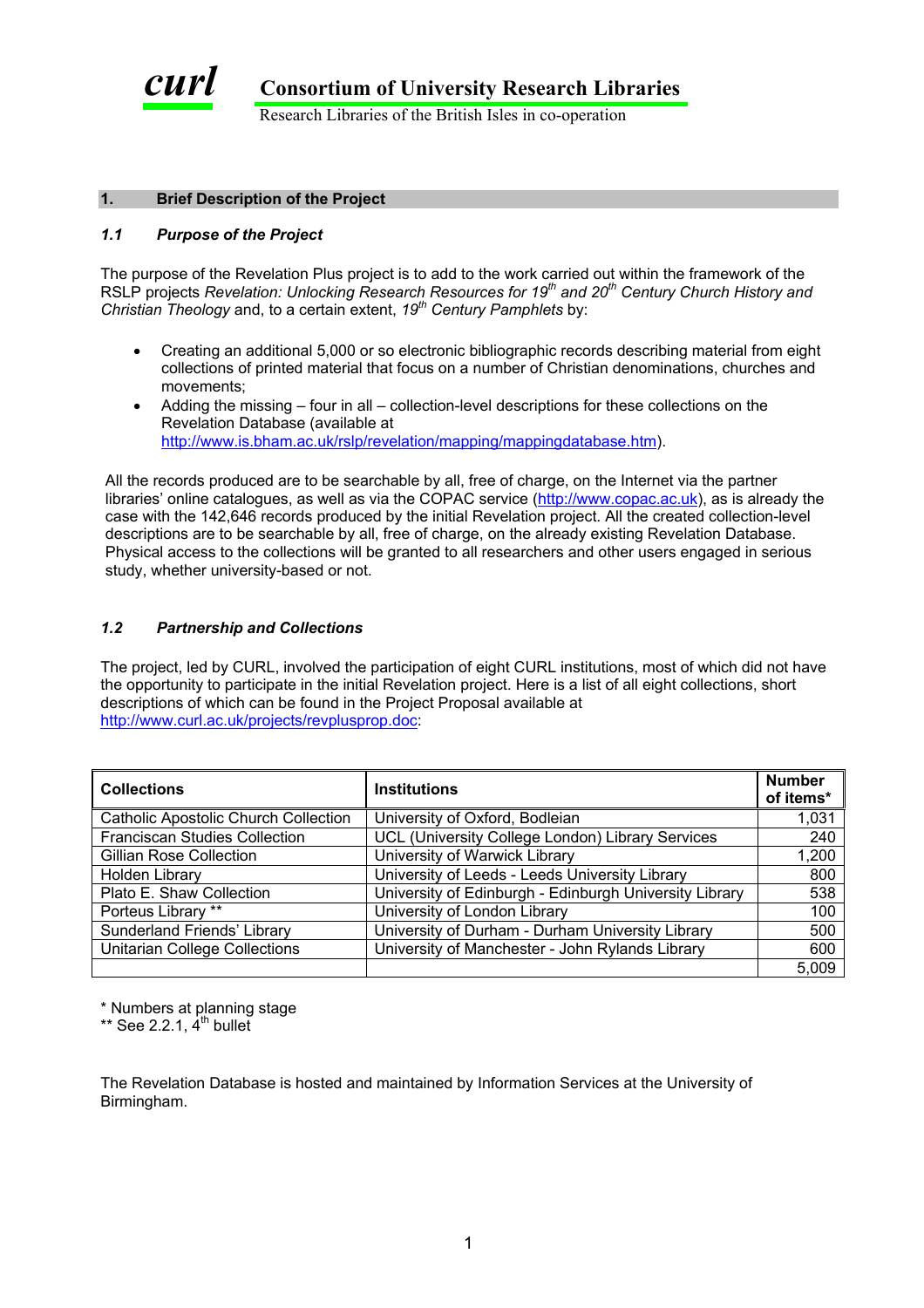**curl** Consortium of University Research Libraries
Research Libraries of the British Isles in co-operation

## 1. Brief Description of the Project

### *1.1 Purpose of the Project*

The purpose of the Revelation Plus project is to add to the work carried out within the framework of the RSLP projects *Revelation: Unlocking Research Resources for 19th and 20th Century Church History and Christian Theology* and, to a certain extent, *19th Century Pamphlets* by:

- Creating an additional 5,000 or so electronic bibliographic records describing material from eight collections of printed material that focus on a number of Christian denominations, churches and movements;
- Adding the missing – four in all – collection-level descriptions for these collections on the Revelation Database (available at http://www.is.bham.ac.uk/rslp/revelation/mapping/mappingdatabase.htm).

All the records produced are to be searchable by all, free of charge, on the Internet via the partner libraries' online catalogues, as well as via the COPAC service (http://www.copac.ac.uk), as is already the case with the 142,646 records produced by the initial Revelation project. All the created collection-level descriptions are to be searchable by all, free of charge, on the already existing Revelation Database. Physical access to the collections will be granted to all researchers and other users engaged in serious study, whether university-based or not.

### *1.2 Partnership and Collections*

The project, led by CURL, involved the participation of eight CURL institutions, most of which did not have the opportunity to participate in the initial Revelation project. Here is a list of all eight collections, short descriptions of which can be found in the Project Proposal available at http://www.curl.ac.uk/projects/revplusprop.doc:

| Collections | Institutions | Number of items* |
|---|---|---|
| Catholic Apostolic Church Collection | University of Oxford, Bodleian | 1,031 |
| Franciscan Studies Collection | UCL (University College London) Library Services | 240 |
| Gillian Rose Collection | University of Warwick Library | 1,200 |
| Holden Library | University of Leeds - Leeds University Library | 800 |
| Plato E. Shaw Collection | University of Edinburgh - Edinburgh University Library | 538 |
| Porteus Library ** | University of London Library | 100 |
| Sunderland Friends' Library | University of Durham - Durham University Library | 500 |
| Unitarian College Collections | University of Manchester - John Rylands Library | 600 |
| | | 5,009 |

\* Numbers at planning stage
\** See 2.2.1, 4th bullet

The Revelation Database is hosted and maintained by Information Services at the University of Birmingham.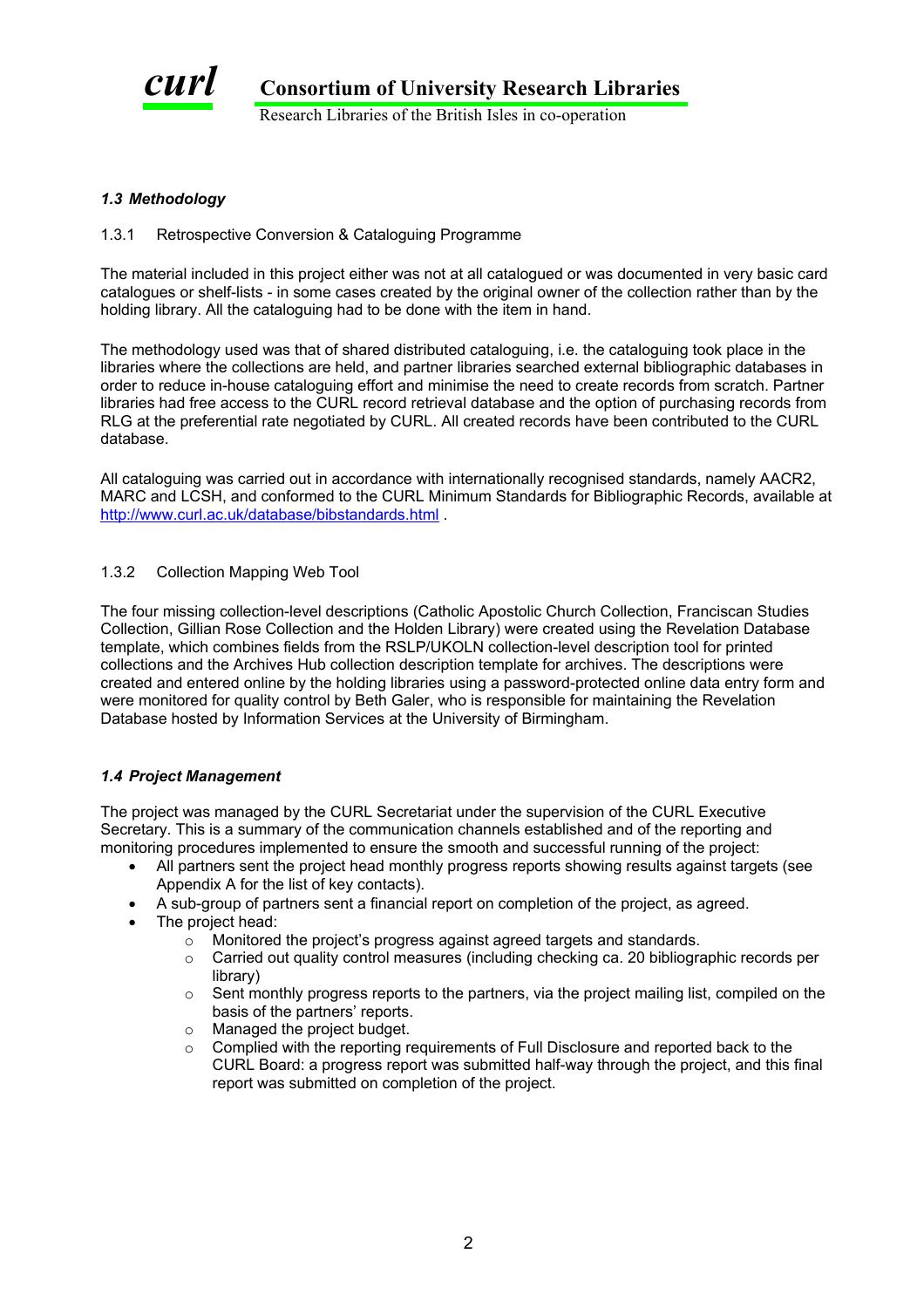### *1.3 Methodology*

1.3.1 Retrospective Conversion & Cataloguing Programme

The material included in this project either was not at all catalogued or was documented in very basic card catalogues or shelf-lists - in some cases created by the original owner of the collection rather than by the holding library. All the cataloguing had to be done with the item in hand.

The methodology used was that of shared distributed cataloguing, i.e. the cataloguing took place in the libraries where the collections are held, and partner libraries searched external bibliographic databases in order to reduce in-house cataloguing effort and minimise the need to create records from scratch. Partner libraries had free access to the CURL record retrieval database and the option of purchasing records from RLG at the preferential rate negotiated by CURL. All created records have been contributed to the CURL database.

All cataloguing was carried out in accordance with internationally recognised standards, namely AACR2, MARC and LCSH, and conformed to the CURL Minimum Standards for Bibliographic Records, available at http://www.curl.ac.uk/database/bibstandards.html .

1.3.2 Collection Mapping Web Tool

The four missing collection-level descriptions (Catholic Apostolic Church Collection, Franciscan Studies Collection, Gillian Rose Collection and the Holden Library) were created using the Revelation Database template, which combines fields from the RSLP/UKOLN collection-level description tool for printed collections and the Archives Hub collection description template for archives. The descriptions were created and entered online by the holding libraries using a password-protected online data entry form and were monitored for quality control by Beth Galer, who is responsible for maintaining the Revelation Database hosted by Information Services at the University of Birmingham.

### *1.4 Project Management*

The project was managed by the CURL Secretariat under the supervision of the CURL Executive Secretary. This is a summary of the communication channels established and of the reporting and monitoring procedures implemented to ensure the smooth and successful running of the project:

- All partners sent the project head monthly progress reports showing results against targets (see Appendix A for the list of key contacts).
- A sub-group of partners sent a financial report on completion of the project, as agreed.
- The project head:
  - Monitored the project's progress against agreed targets and standards.
  - Carried out quality control measures (including checking ca. 20 bibliographic records per library)
  - Sent monthly progress reports to the partners, via the project mailing list, compiled on the basis of the partners' reports.
  - Managed the project budget.
  - Complied with the reporting requirements of Full Disclosure and reported back to the CURL Board: a progress report was submitted half-way through the project, and this final report was submitted on completion of the project.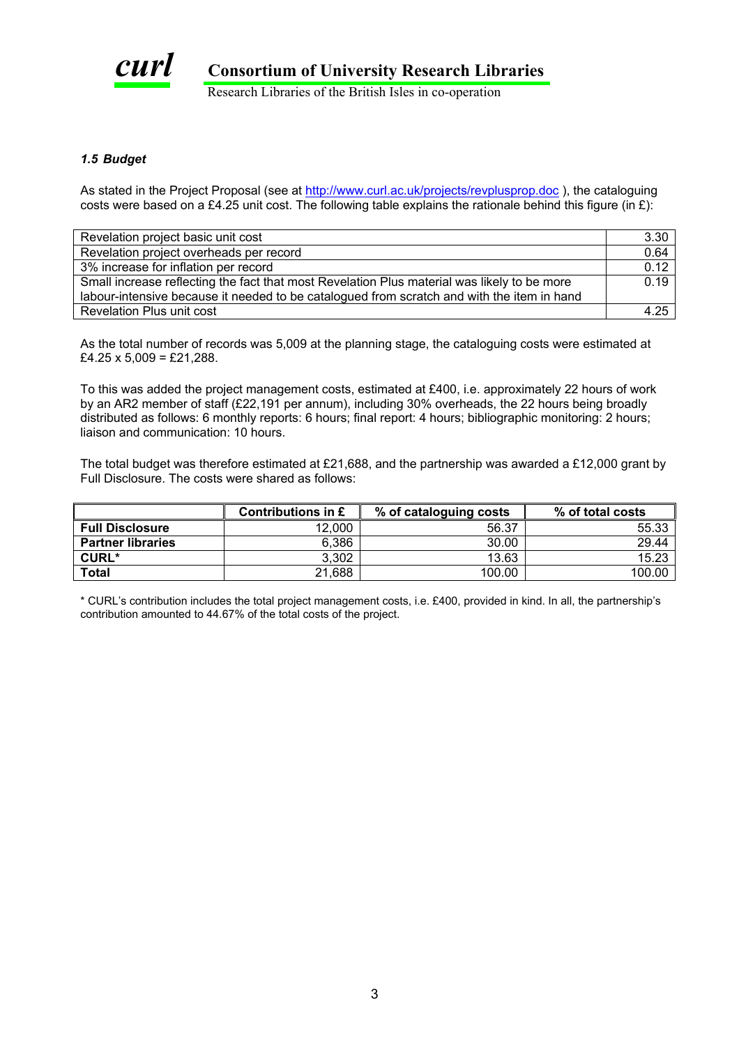### *1.5 Budget*

As stated in the Project Proposal (see at http://www.curl.ac.uk/projects/revplusprop.doc ), the cataloguing costs were based on a £4.25 unit cost. The following table explains the rationale behind this figure (in £):

| | |
|---|---|
| Revelation project basic unit cost | 3.30 |
| Revelation project overheads per record | 0.64 |
| 3% increase for inflation per record | 0.12 |
| Small increase reflecting the fact that most Revelation Plus material was likely to be more labour-intensive because it needed to be catalogued from scratch and with the item in hand | 0.19 |
| Revelation Plus unit cost | 4.25 |

As the total number of records was 5,009 at the planning stage, the cataloguing costs were estimated at £4.25 x 5,009 = £21,288.

To this was added the project management costs, estimated at £400, i.e. approximately 22 hours of work by an AR2 member of staff (£22,191 per annum), including 30% overheads, the 22 hours being broadly distributed as follows: 6 monthly reports: 6 hours; final report: 4 hours; bibliographic monitoring: 2 hours; liaison and communication: 10 hours.

The total budget was therefore estimated at £21,688, and the partnership was awarded a £12,000 grant by Full Disclosure. The costs were shared as follows:

| | Contributions in £ | % of cataloguing costs | % of total costs |
|---|---|---|---|
| **Full Disclosure** | 12,000 | 56.37 | 55.33 |
| **Partner libraries** | 6,386 | 30.00 | 29.44 |
| **CURL*** | 3,302 | 13.63 | 15.23 |
| **Total** | 21,688 | 100.00 | 100.00 |

* CURL's contribution includes the total project management costs, i.e. £400, provided in kind. In all, the partnership's contribution amounted to 44.67% of the total costs of the project.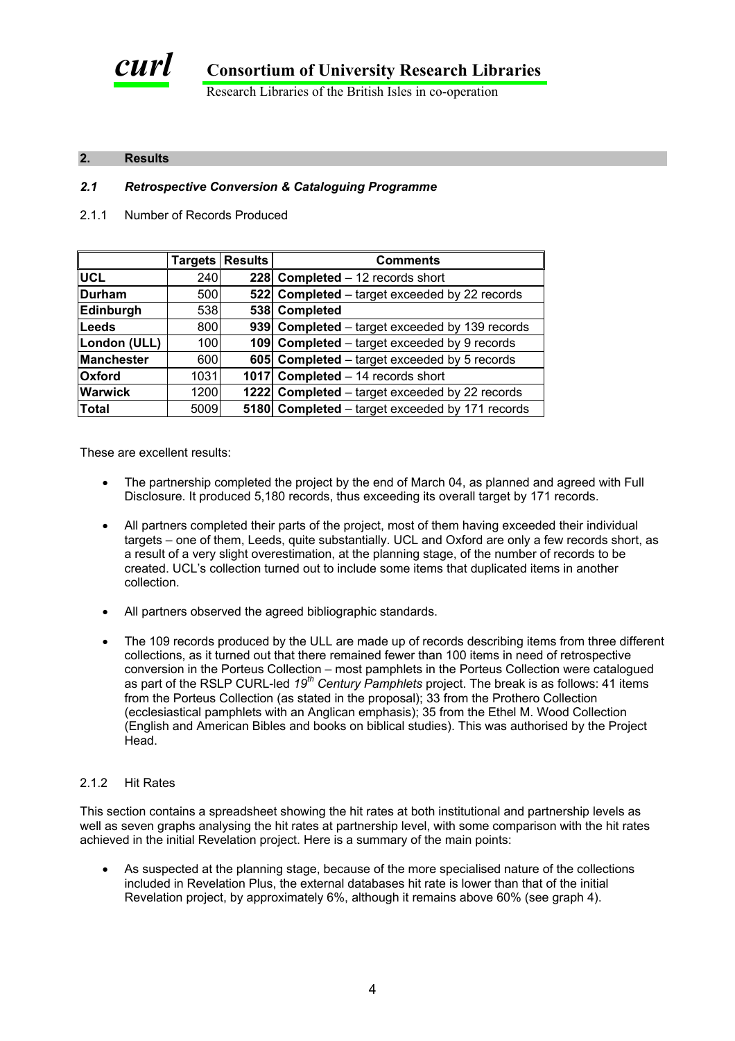## 2. Results

### *2.1 Retrospective Conversion & Cataloguing Programme*

2.1.1 Number of Records Produced

| | Targets | Results | Comments |
|---|---|---|---|
| **UCL** | 240 | **228** | **Completed** – 12 records short |
| **Durham** | 500 | **522** | **Completed** – target exceeded by 22 records |
| **Edinburgh** | 538 | **538** | **Completed** |
| **Leeds** | 800 | **939** | **Completed** – target exceeded by 139 records |
| **London (ULL)** | 100 | **109** | **Completed** – target exceeded by 9 records |
| **Manchester** | 600 | **605** | **Completed** – target exceeded by 5 records |
| **Oxford** | 1031 | **1017** | **Completed** – 14 records short |
| **Warwick** | 1200 | **1222** | **Completed** – target exceeded by 22 records |
| **Total** | 5009 | **5180** | **Completed** – target exceeded by 171 records |

These are excellent results:

- The partnership completed the project by the end of March 04, as planned and agreed with Full Disclosure. It produced 5,180 records, thus exceeding its overall target by 171 records.
- All partners completed their parts of the project, most of them having exceeded their individual targets – one of them, Leeds, quite substantially. UCL and Oxford are only a few records short, as a result of a very slight overestimation, at the planning stage, of the number of records to be created. UCL's collection turned out to include some items that duplicated items in another collection.
- All partners observed the agreed bibliographic standards.
- The 109 records produced by the ULL are made up of records describing items from three different collections, as it turned out that there remained fewer than 100 items in need of retrospective conversion in the Porteus Collection – most pamphlets in the Porteus Collection were catalogued as part of the RSLP CURL-led *19th Century Pamphlets* project. The break is as follows: 41 items from the Porteus Collection (as stated in the proposal); 33 from the Prothero Collection (ecclesiastical pamphlets with an Anglican emphasis); 35 from the Ethel M. Wood Collection (English and American Bibles and books on biblical studies). This was authorised by the Project Head.

2.1.2 Hit Rates

This section contains a spreadsheet showing the hit rates at both institutional and partnership levels as well as seven graphs analysing the hit rates at partnership level, with some comparison with the hit rates achieved in the initial Revelation project. Here is a summary of the main points:

- As suspected at the planning stage, because of the more specialised nature of the collections included in Revelation Plus, the external databases hit rate is lower than that of the initial Revelation project, by approximately 6%, although it remains above 60% (see graph 4).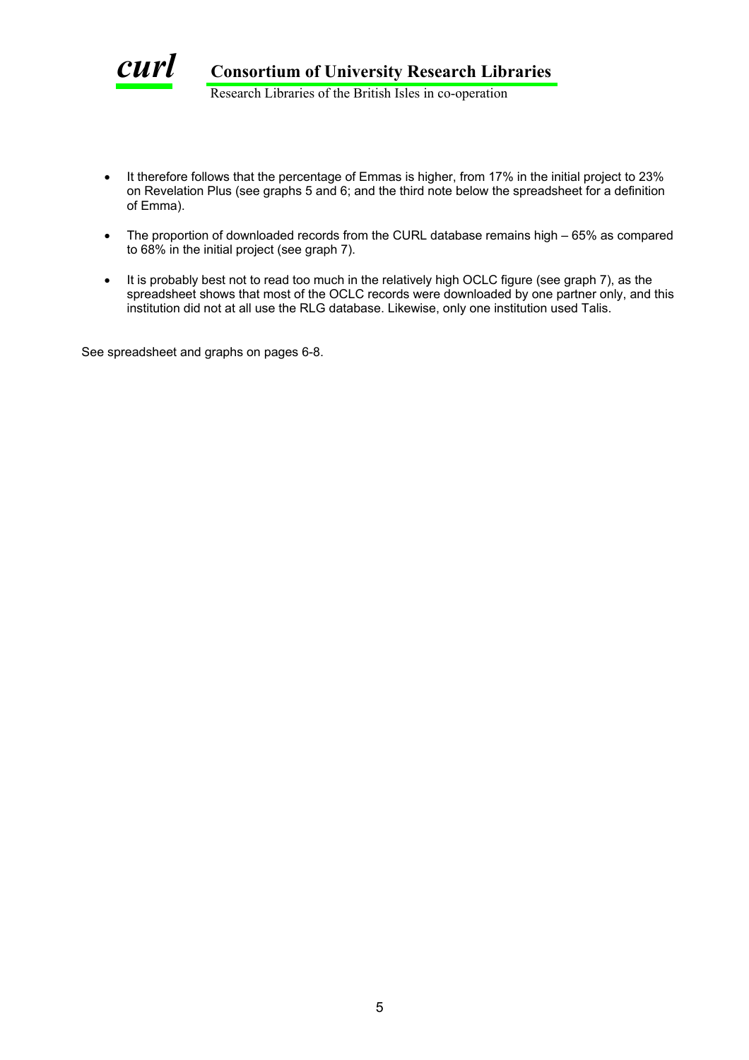- It therefore follows that the percentage of Emmas is higher, from 17% in the initial project to 23% on Revelation Plus (see graphs 5 and 6; and the third note below the spreadsheet for a definition of Emma).
- The proportion of downloaded records from the CURL database remains high – 65% as compared to 68% in the initial project (see graph 7).
- It is probably best not to read too much in the relatively high OCLC figure (see graph 7), as the spreadsheet shows that most of the OCLC records were downloaded by one partner only, and this institution did not at all use the RLG database. Likewise, only one institution used Talis.

See spreadsheet and graphs on pages 6-8.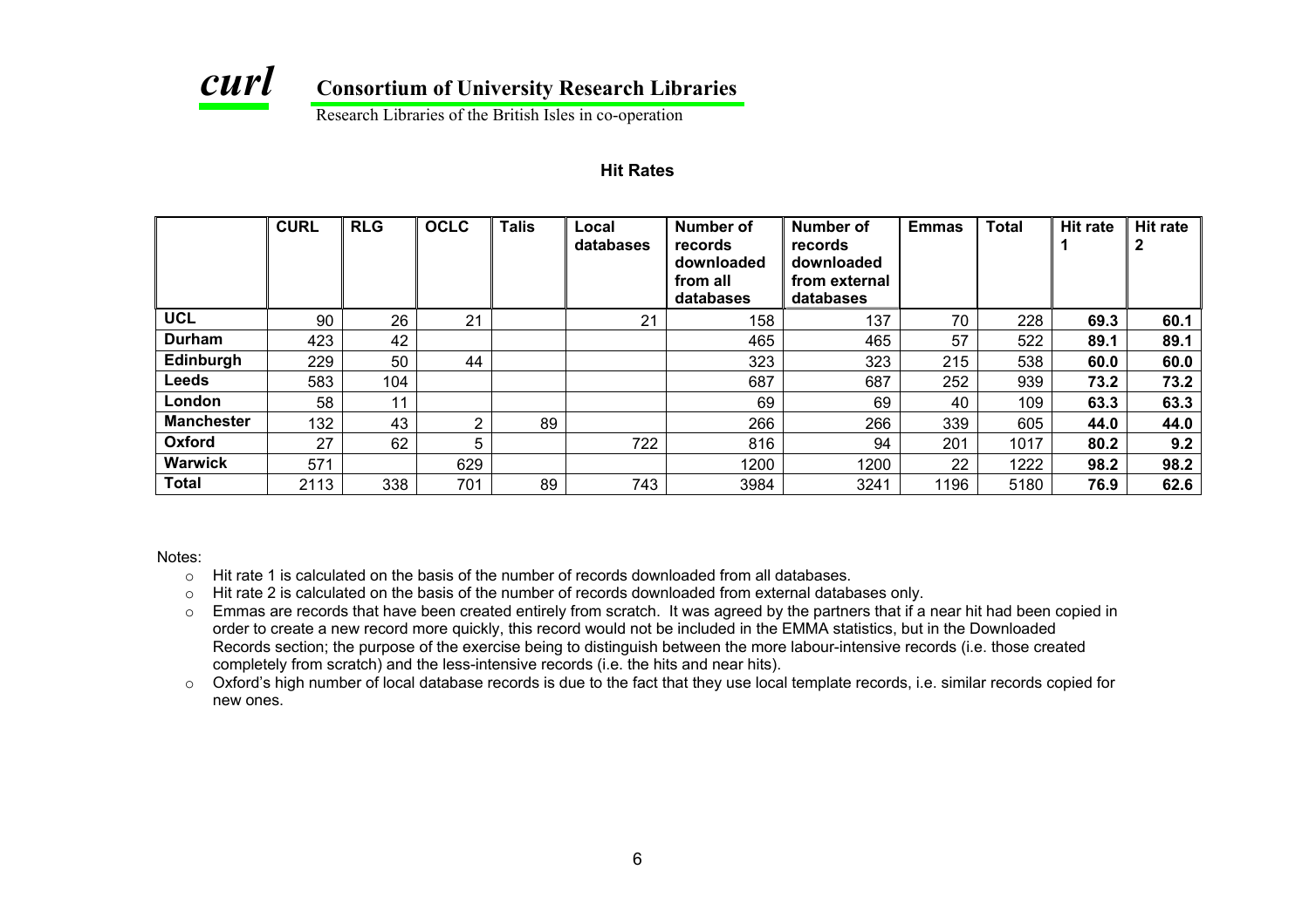## Hit Rates

| | CURL | RLG | OCLC | Talis | Local databases | Number of records downloaded from all databases | Number of records downloaded from external databases | Emmas | Total | Hit rate 1 | Hit rate 2 |
|---|---|---|---|---|---|---|---|---|---|---|---|
| **UCL** | 90 | 26 | 21 | | 21 | 158 | 137 | 70 | 228 | **69.3** | **60.1** |
| **Durham** | 423 | 42 | | | | 465 | 465 | 57 | 522 | **89.1** | **89.1** |
| **Edinburgh** | 229 | 50 | 44 | | | 323 | 323 | 215 | 538 | **60.0** | **60.0** |
| **Leeds** | 583 | 104 | | | | 687 | 687 | 252 | 939 | **73.2** | **73.2** |
| **London** | 58 | 11 | | | | 69 | 69 | 40 | 109 | **63.3** | **63.3** |
| **Manchester** | 132 | 43 | 2 | 89 | | 266 | 266 | 339 | 605 | **44.0** | **44.0** |
| **Oxford** | 27 | 62 | 5 | | 722 | 816 | 94 | 201 | 1017 | **80.2** | **9.2** |
| **Warwick** | 571 | | 629 | | | 1200 | 1200 | 22 | 1222 | **98.2** | **98.2** |
| **Total** | 2113 | 338 | 701 | 89 | 743 | 3984 | 3241 | 1196 | 5180 | **76.9** | **62.6** |

Notes:

- Hit rate 1 is calculated on the basis of the number of records downloaded from all databases.
- Hit rate 2 is calculated on the basis of the number of records downloaded from external databases only.
- Emmas are records that have been created entirely from scratch. It was agreed by the partners that if a near hit had been copied in order to create a new record more quickly, this record would not be included in the EMMA statistics, but in the Downloaded Records section; the purpose of the exercise being to distinguish between the more labour-intensive records (i.e. those created completely from scratch) and the less-intensive records (i.e. the hits and near hits).
- Oxford's high number of local database records is due to the fact that they use local template records, i.e. similar records copied for new ones.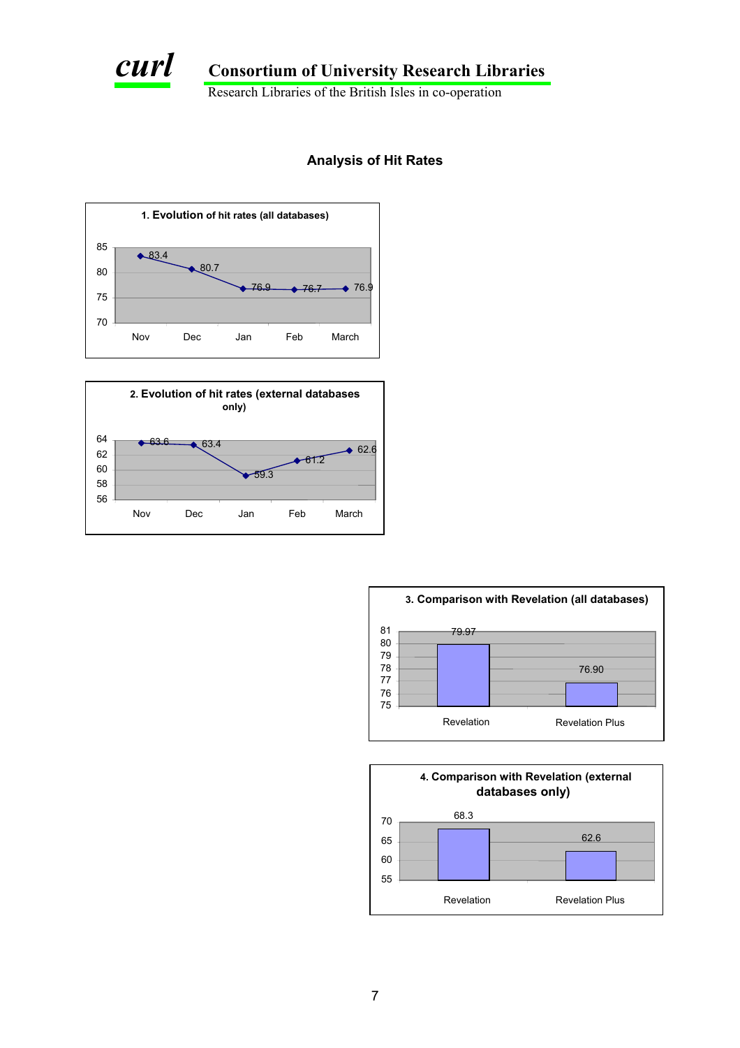# Analysis of Hit Rates

**1. Evolution of hit rates (all databases)**

| Month | Hit rate |
|---|---|
| Nov | 83.4 |
| Dec | 80.7 |
| Jan | 76.9 |
| Feb | 76.7 |
| March | 76.9 |

**2. Evolution of hit rates (external databases only)**

| Month | Hit rate |
|---|---|
| Nov | 63.6 |
| Dec | 63.4 |
| Jan | 59.3 |
| Feb | 61.2 |
| March | 62.6 |

**3. Comparison with Revelation (all databases)**

| | Hit rate |
|---|---|
| Revelation | 79.97 |
| Revelation Plus | 76.90 |

**4. Comparison with Revelation (external databases only)**

| | Hit rate |
|---|---|
| Revelation | 68.3 |
| Revelation Plus | 62.6 |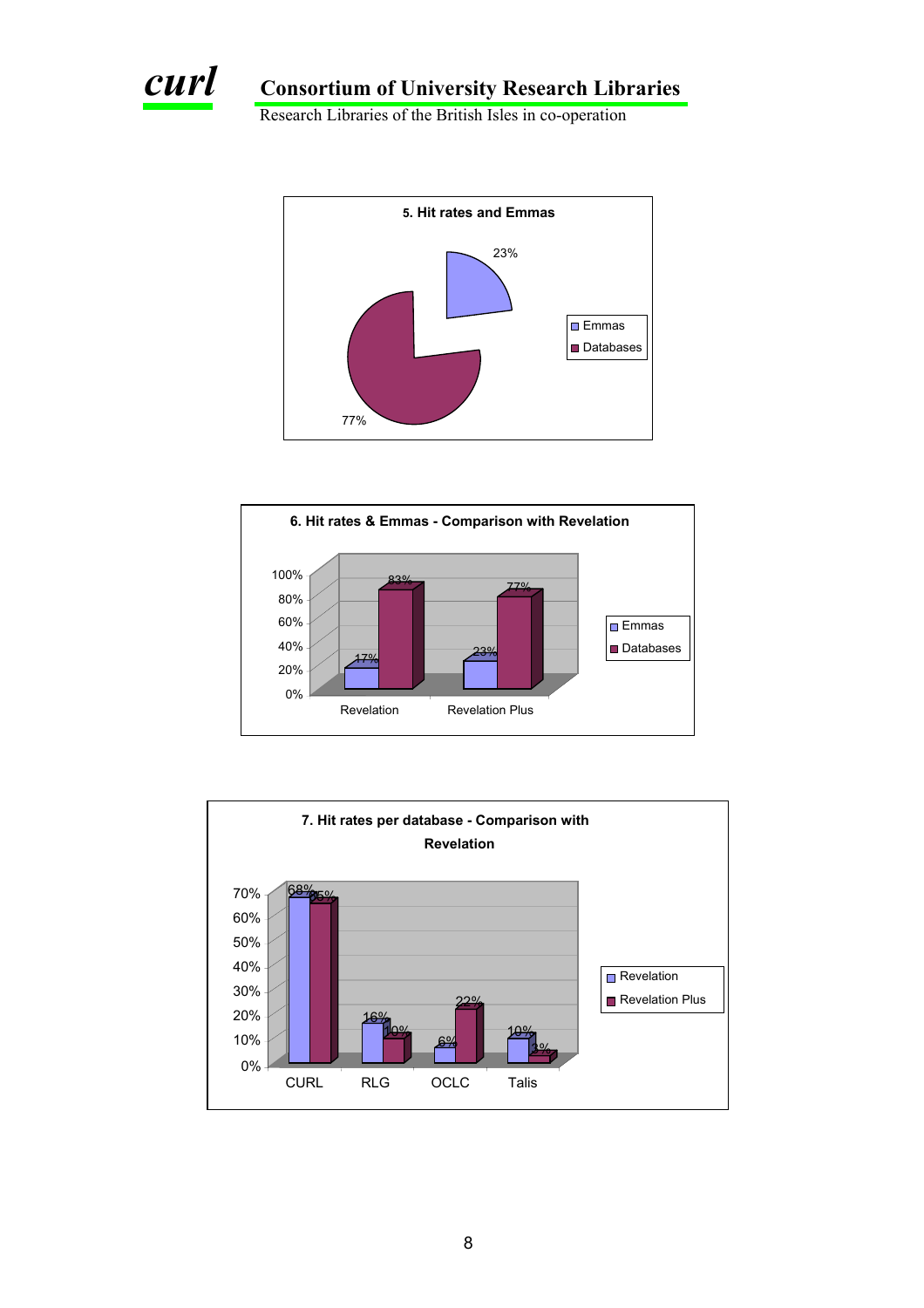**5. Hit rates and Emmas**

| | Share |
|---|---|
| Emmas | 23% |
| Databases | 77% |

**6. Hit rates & Emmas - Comparison with Revelation**

| | Emmas | Databases |
|---|---|---|
| Revelation | 17% | 83% |
| Revelation Plus | 23% | 77% |

**7. Hit rates per database - Comparison with Revelation**

| | Revelation | Revelation Plus |
|---|---|---|
| CURL | 68% | 65% |
| RLG | 16% | 10% |
| OCLC | 6% | 22% |
| Talis | 10% | 3% |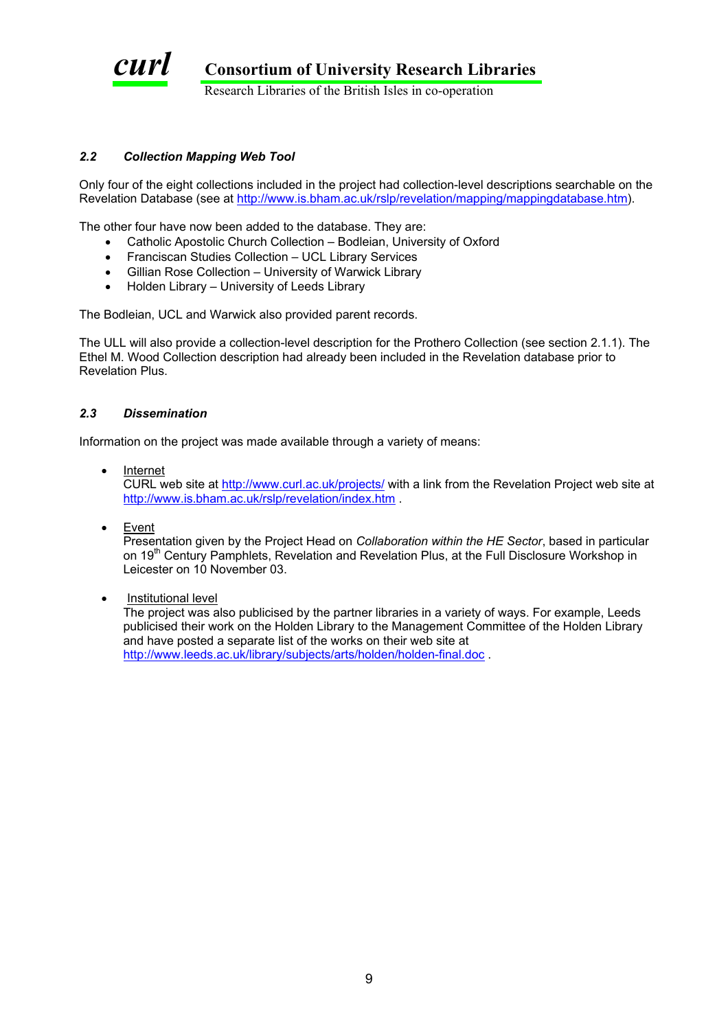### *2.2 Collection Mapping Web Tool*

Only four of the eight collections included in the project had collection-level descriptions searchable on the Revelation Database (see at http://www.is.bham.ac.uk/rslp/revelation/mapping/mappingdatabase.htm).

The other four have now been added to the database. They are:

- Catholic Apostolic Church Collection – Bodleian, University of Oxford
- Franciscan Studies Collection – UCL Library Services
- Gillian Rose Collection – University of Warwick Library
- Holden Library – University of Leeds Library

The Bodleian, UCL and Warwick also provided parent records.

The ULL will also provide a collection-level description for the Prothero Collection (see section 2.1.1). The Ethel M. Wood Collection description had already been included in the Revelation database prior to Revelation Plus.

### *2.3 Dissemination*

Information on the project was made available through a variety of means:

- Internet
  CURL web site at http://www.curl.ac.uk/projects/ with a link from the Revelation Project web site at http://www.is.bham.ac.uk/rslp/revelation/index.htm .

- Event
  Presentation given by the Project Head on *Collaboration within the HE Sector*, based in particular on 19th Century Pamphlets, Revelation and Revelation Plus, at the Full Disclosure Workshop in Leicester on 10 November 03.

- Institutional level
  The project was also publicised by the partner libraries in a variety of ways. For example, Leeds publicised their work on the Holden Library to the Management Committee of the Holden Library and have posted a separate list of the works on their web site at http://www.leeds.ac.uk/library/subjects/arts/holden/holden-final.doc .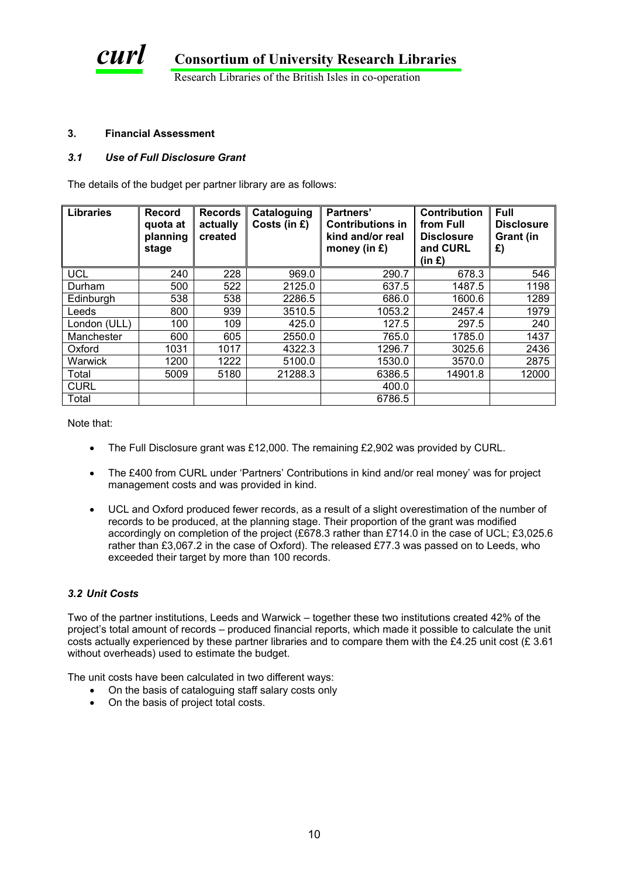### 3. Financial Assessment

#### *3.1 Use of Full Disclosure Grant*

The details of the budget per partner library are as follows:

| Libraries | Record quota at planning stage | Records actually created | Cataloguing Costs (in £) | Partners' Contributions in kind and/or real money (in £) | Contribution from Full Disclosure and CURL (in £) | Full Disclosure Grant (in £) |
|---|---|---|---|---|---|---|
| UCL | 240 | 228 | 969.0 | 290.7 | 678.3 | 546 |
| Durham | 500 | 522 | 2125.0 | 637.5 | 1487.5 | 1198 |
| Edinburgh | 538 | 538 | 2286.5 | 686.0 | 1600.6 | 1289 |
| Leeds | 800 | 939 | 3510.5 | 1053.2 | 2457.4 | 1979 |
| London (ULL) | 100 | 109 | 425.0 | 127.5 | 297.5 | 240 |
| Manchester | 600 | 605 | 2550.0 | 765.0 | 1785.0 | 1437 |
| Oxford | 1031 | 1017 | 4322.3 | 1296.7 | 3025.6 | 2436 |
| Warwick | 1200 | 1222 | 5100.0 | 1530.0 | 3570.0 | 2875 |
| Total | 5009 | 5180 | 21288.3 | 6386.5 | 14901.8 | 12000 |
| CURL | | | | 400.0 | | |
| Total | | | | 6786.5 | | |

Note that:

- The Full Disclosure grant was £12,000. The remaining £2,902 was provided by CURL.
- The £400 from CURL under 'Partners' Contributions in kind and/or real money' was for project management costs and was provided in kind.
- UCL and Oxford produced fewer records, as a result of a slight overestimation of the number of records to be produced, at the planning stage. Their proportion of the grant was modified accordingly on completion of the project (£678.3 rather than £714.0 in the case of UCL; £3,025.6 rather than £3,067.2 in the case of Oxford). The released £77.3 was passed on to Leeds, who exceeded their target by more than 100 records.

#### *3.2 Unit Costs*

Two of the partner institutions, Leeds and Warwick – together these two institutions created 42% of the project's total amount of records – produced financial reports, which made it possible to calculate the unit costs actually experienced by these partner libraries and to compare them with the £4.25 unit cost (£ 3.61 without overheads) used to estimate the budget.

The unit costs have been calculated in two different ways:

- On the basis of cataloguing staff salary costs only
- On the basis of project total costs.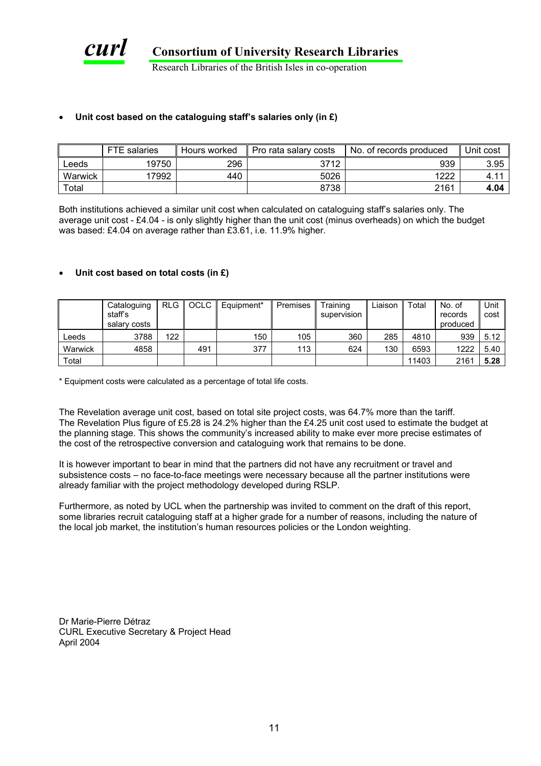- **Unit cost based on the cataloguing staff's salaries only (in £)**

| | FTE salaries | Hours worked | Pro rata salary costs | No. of records produced | Unit cost |
|---|---|---|---|---|---|
| Leeds | 19750 | 296 | 3712 | 939 | 3.95 |
| Warwick | 17992 | 440 | 5026 | 1222 | 4.11 |
| Total | | | 8738 | 2161 | **4.04** |

Both institutions achieved a similar unit cost when calculated on cataloguing staff's salaries only. The average unit cost - £4.04 - is only slightly higher than the unit cost (minus overheads) on which the budget was based: £4.04 on average rather than £3.61, i.e. 11.9% higher.

- **Unit cost based on total costs (in £)**

| | Cataloguing staff's salary costs | RLG | OCLC | Equipment* | Premises | Training supervision | Liaison | Total | No. of records produced | Unit cost |
|---|---|---|---|---|---|---|---|---|---|---|
| Leeds | 3788 | 122 | | 150 | 105 | 360 | 285 | 4810 | 939 | 5.12 |
| Warwick | 4858 | | 491 | 377 | 113 | 624 | 130 | 6593 | 1222 | 5.40 |
| Total | | | | | | | | 11403 | 2161 | **5.28** |

\* Equipment costs were calculated as a percentage of total life costs.

The Revelation average unit cost, based on total site project costs, was 64.7% more than the tariff. The Revelation Plus figure of £5.28 is 24.2% higher than the £4.25 unit cost used to estimate the budget at the planning stage. This shows the community's increased ability to make ever more precise estimates of the cost of the retrospective conversion and cataloguing work that remains to be done.

It is however important to bear in mind that the partners did not have any recruitment or travel and subsistence costs – no face-to-face meetings were necessary because all the partner institutions were already familiar with the project methodology developed during RSLP.

Furthermore, as noted by UCL when the partnership was invited to comment on the draft of this report, some libraries recruit cataloguing staff at a higher grade for a number of reasons, including the nature of the local job market, the institution's human resources policies or the London weighting.

Dr Marie-Pierre Détraz
CURL Executive Secretary & Project Head
April 2004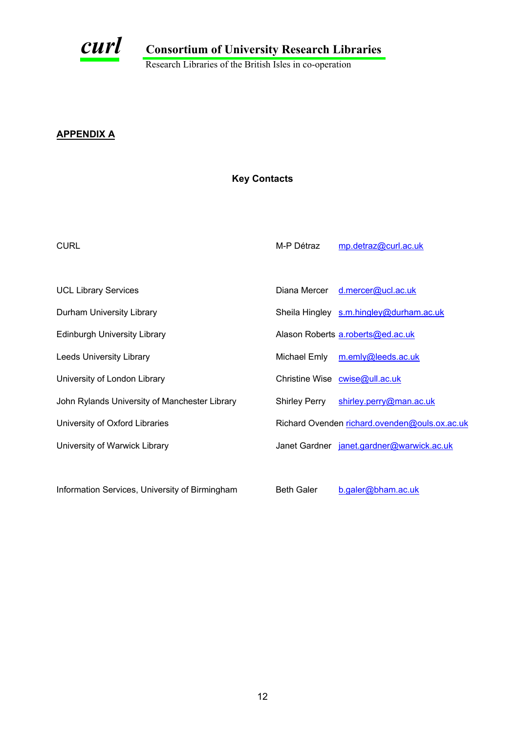**curl** **Consortium of University Research Libraries**
Research Libraries of the British Isles in co-operation

## APPENDIX A

### Key Contacts

| | | |
|---|---|---|
| CURL | M-P Détraz | mp.detraz@curl.ac.uk |
| | | |
| UCL Library Services | Diana Mercer | d.mercer@ucl.ac.uk |
| Durham University Library | Sheila Hingley | s.m.hingley@durham.ac.uk |
| Edinburgh University Library | Alason Roberts | a.roberts@ed.ac.uk |
| Leeds University Library | Michael Emly | m.emly@leeds.ac.uk |
| University of London Library | Christine Wise | cwise@ull.ac.uk |
| John Rylands University of Manchester Library | Shirley Perry | shirley.perry@man.ac.uk |
| University of Oxford Libraries | Richard Ovenden | richard.ovenden@ouls.ox.ac.uk |
| University of Warwick Library | Janet Gardner | janet.gardner@warwick.ac.uk |
| | | |
| Information Services, University of Birmingham | Beth Galer | b.galer@bham.ac.uk |